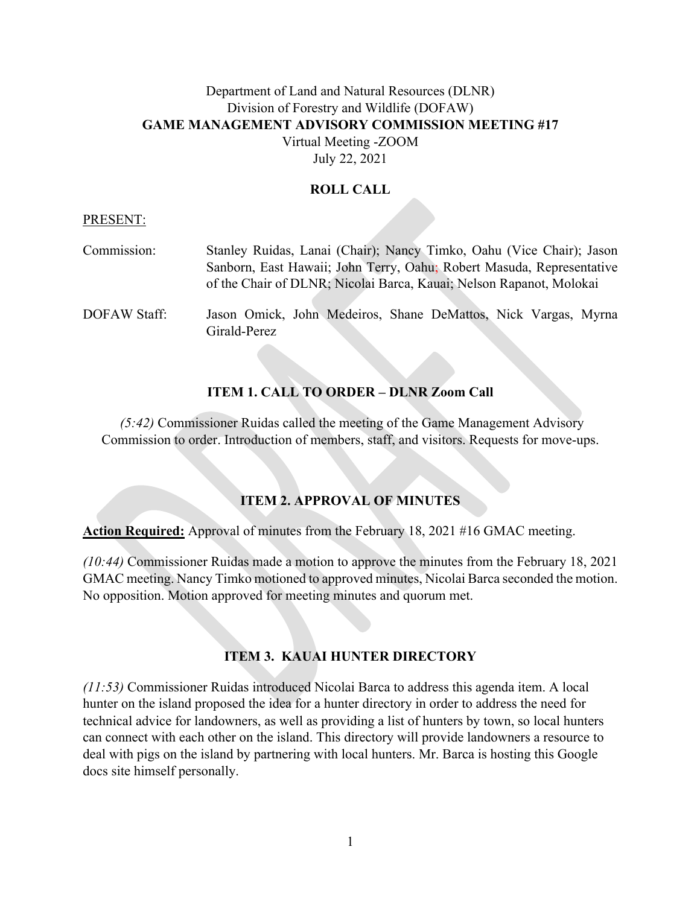Department of Land and Natural Resources (DLNR)
Division of Forestry and Wildlife (DOFAW)

# GAME MANAGEMENT ADVISORY COMMISSION MEETING #17

Virtual Meeting -ZOOM
July 22, 2021

## ROLL CALL

PRESENT:

Commission: Stanley Ruidas, Lanai (Chair); Nancy Timko, Oahu (Vice Chair); Jason Sanborn, East Hawaii; John Terry, Oahu; Robert Masuda, Representative of the Chair of DLNR; Nicolai Barca, Kauai; Nelson Rapanot, Molokai

DOFAW Staff: Jason Omick, John Medeiros, Shane DeMattos, Nick Vargas, Myrna Girald-Perez

## ITEM 1. CALL TO ORDER – DLNR Zoom Call

*(5:42)* Commissioner Ruidas called the meeting of the Game Management Advisory Commission to order. Introduction of members, staff, and visitors. Requests for move-ups.

## ITEM 2. APPROVAL OF MINUTES

**Action Required:** Approval of minutes from the February 18, 2021 #16 GMAC meeting.

*(10:44)* Commissioner Ruidas made a motion to approve the minutes from the February 18, 2021 GMAC meeting. Nancy Timko motioned to approved minutes, Nicolai Barca seconded the motion. No opposition. Motion approved for meeting minutes and quorum met.

## ITEM 3. KAUAI HUNTER DIRECTORY

*(11:53)* Commissioner Ruidas introduced Nicolai Barca to address this agenda item. A local hunter on the island proposed the idea for a hunter directory in order to address the need for technical advice for landowners, as well as providing a list of hunters by town, so local hunters can connect with each other on the island. This directory will provide landowners a resource to deal with pigs on the island by partnering with local hunters. Mr. Barca is hosting this Google docs site himself personally.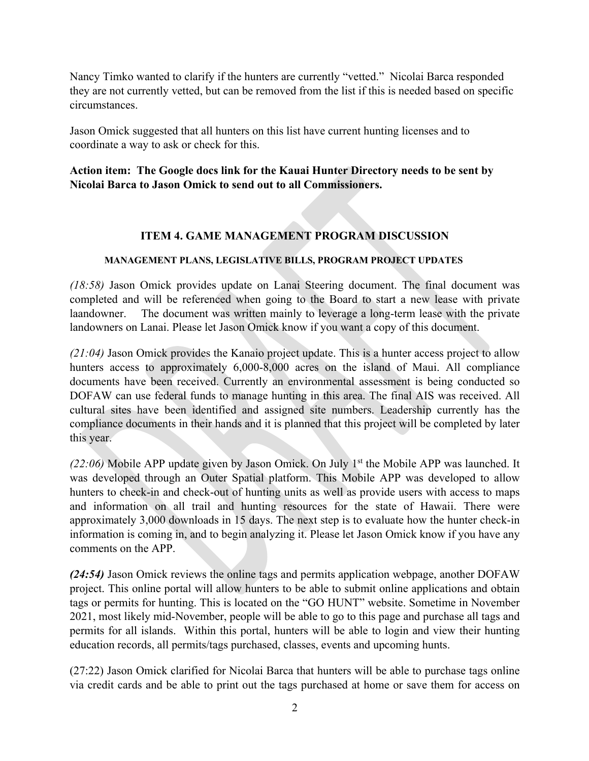Nancy Timko wanted to clarify if the hunters are currently "vetted." Nicolai Barca responded they are not currently vetted, but can be removed from the list if this is needed based on specific circumstances.

Jason Omick suggested that all hunters on this list have current hunting licenses and to coordinate a way to ask or check for this.

**Action item: The Google docs link for the Kauai Hunter Directory needs to be sent by Nicolai Barca to Jason Omick to send out to all Commissioners.**

## ITEM 4. GAME MANAGEMENT PROGRAM DISCUSSION

### MANAGEMENT PLANS, LEGISLATIVE BILLS, PROGRAM PROJECT UPDATES

*(18:58)* Jason Omick provides update on Lanai Steering document. The final document was completed and will be referenced when going to the Board to start a new lease with private laandowner. The document was written mainly to leverage a long-term lease with the private landowners on Lanai. Please let Jason Omick know if you want a copy of this document.

*(21:04)* Jason Omick provides the Kanaio project update. This is a hunter access project to allow hunters access to approximately 6,000-8,000 acres on the island of Maui. All compliance documents have been received. Currently an environmental assessment is being conducted so DOFAW can use federal funds to manage hunting in this area. The final AIS was received. All cultural sites have been identified and assigned site numbers. Leadership currently has the compliance documents in their hands and it is planned that this project will be completed by later this year.

*(22:06)* Mobile APP update given by Jason Omick. On July 1st the Mobile APP was launched. It was developed through an Outer Spatial platform. This Mobile APP was developed to allow hunters to check-in and check-out of hunting units as well as provide users with access to maps and information on all trail and hunting resources for the state of Hawaii. There were approximately 3,000 downloads in 15 days. The next step is to evaluate how the hunter check-in information is coming in, and to begin analyzing it. Please let Jason Omick know if you have any comments on the APP.

***(24:54)*** Jason Omick reviews the online tags and permits application webpage, another DOFAW project. This online portal will allow hunters to be able to submit online applications and obtain tags or permits for hunting. This is located on the "GO HUNT" website. Sometime in November 2021, most likely mid-November, people will be able to go to this page and purchase all tags and permits for all islands. Within this portal, hunters will be able to login and view their hunting education records, all permits/tags purchased, classes, events and upcoming hunts.

(27:22) Jason Omick clarified for Nicolai Barca that hunters will be able to purchase tags online via credit cards and be able to print out the tags purchased at home or save them for access on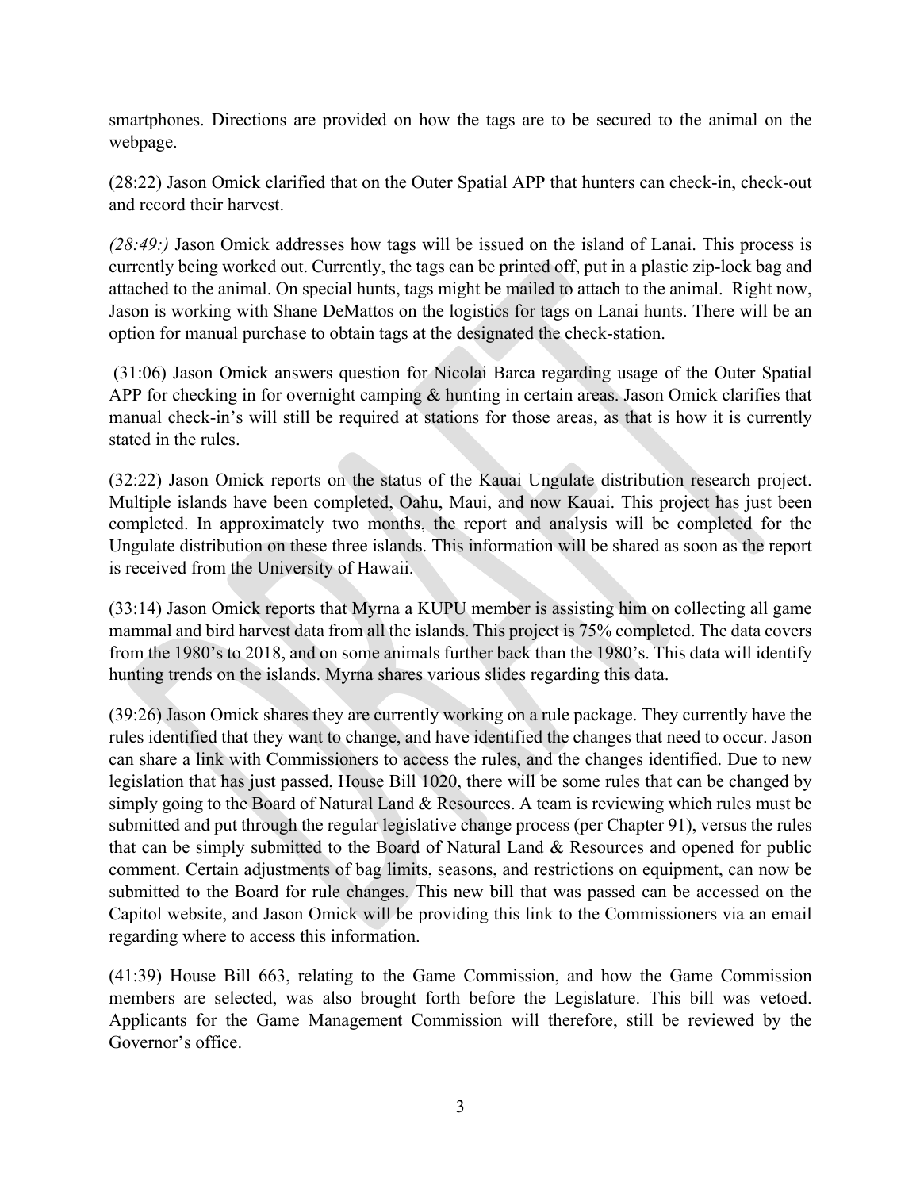smartphones. Directions are provided on how the tags are to be secured to the animal on the webpage.

(28:22) Jason Omick clarified that on the Outer Spatial APP that hunters can check-in, check-out and record their harvest.

*(28:49:)* Jason Omick addresses how tags will be issued on the island of Lanai. This process is currently being worked out. Currently, the tags can be printed off, put in a plastic zip-lock bag and attached to the animal. On special hunts, tags might be mailed to attach to the animal. Right now, Jason is working with Shane DeMattos on the logistics for tags on Lanai hunts. There will be an option for manual purchase to obtain tags at the designated the check-station.

(31:06) Jason Omick answers question for Nicolai Barca regarding usage of the Outer Spatial APP for checking in for overnight camping & hunting in certain areas. Jason Omick clarifies that manual check-in's will still be required at stations for those areas, as that is how it is currently stated in the rules.

(32:22) Jason Omick reports on the status of the Kauai Ungulate distribution research project. Multiple islands have been completed, Oahu, Maui, and now Kauai. This project has just been completed. In approximately two months, the report and analysis will be completed for the Ungulate distribution on these three islands. This information will be shared as soon as the report is received from the University of Hawaii.

(33:14) Jason Omick reports that Myrna a KUPU member is assisting him on collecting all game mammal and bird harvest data from all the islands. This project is 75% completed. The data covers from the 1980's to 2018, and on some animals further back than the 1980's. This data will identify hunting trends on the islands. Myrna shares various slides regarding this data.

(39:26) Jason Omick shares they are currently working on a rule package. They currently have the rules identified that they want to change, and have identified the changes that need to occur. Jason can share a link with Commissioners to access the rules, and the changes identified. Due to new legislation that has just passed, House Bill 1020, there will be some rules that can be changed by simply going to the Board of Natural Land & Resources. A team is reviewing which rules must be submitted and put through the regular legislative change process (per Chapter 91), versus the rules that can be simply submitted to the Board of Natural Land & Resources and opened for public comment. Certain adjustments of bag limits, seasons, and restrictions on equipment, can now be submitted to the Board for rule changes. This new bill that was passed can be accessed on the Capitol website, and Jason Omick will be providing this link to the Commissioners via an email regarding where to access this information.

(41:39) House Bill 663, relating to the Game Commission, and how the Game Commission members are selected, was also brought forth before the Legislature. This bill was vetoed. Applicants for the Game Management Commission will therefore, still be reviewed by the Governor's office.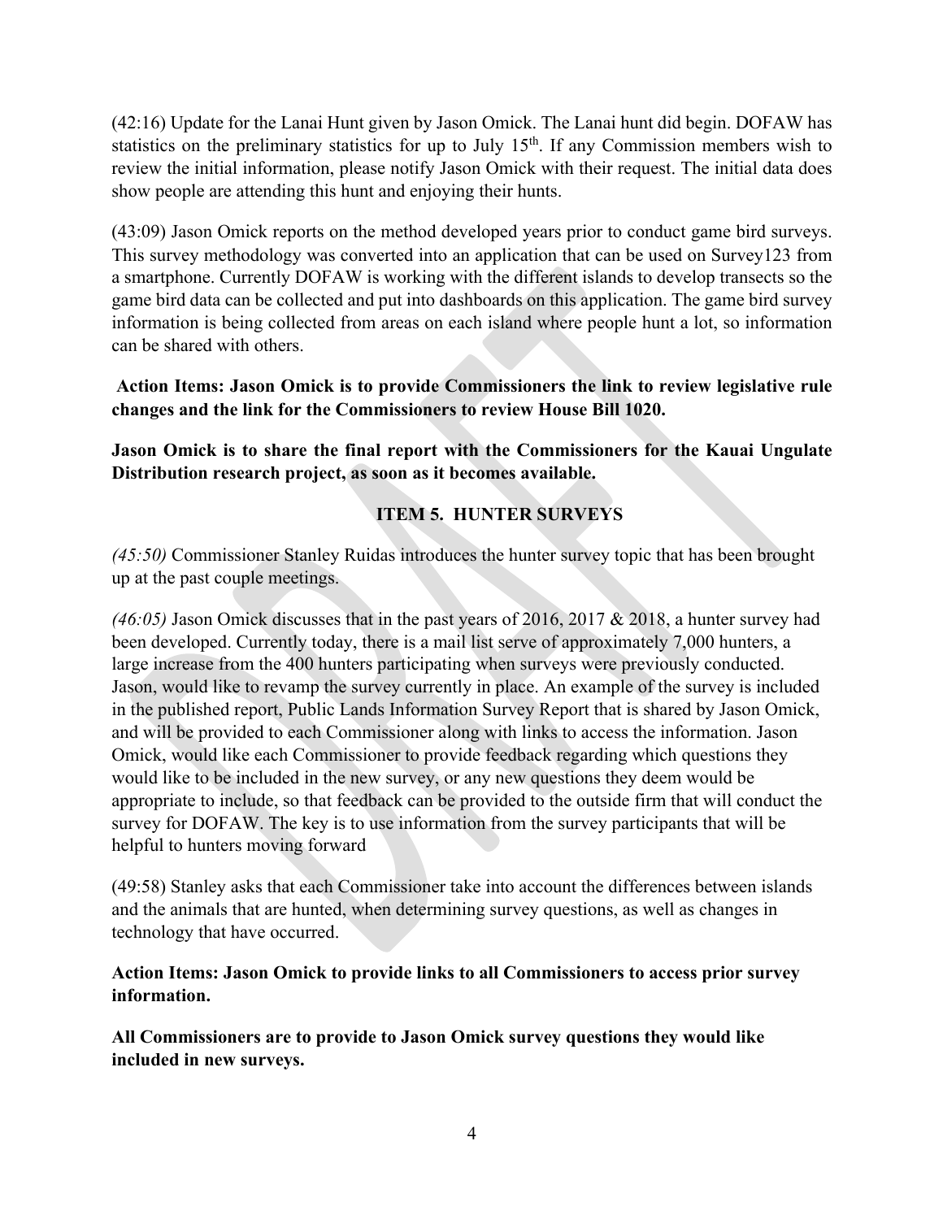(42:16) Update for the Lanai Hunt given by Jason Omick. The Lanai hunt did begin. DOFAW has statistics on the preliminary statistics for up to July 15th. If any Commission members wish to review the initial information, please notify Jason Omick with their request. The initial data does show people are attending this hunt and enjoying their hunts.

(43:09) Jason Omick reports on the method developed years prior to conduct game bird surveys. This survey methodology was converted into an application that can be used on Survey123 from a smartphone. Currently DOFAW is working with the different islands to develop transects so the game bird data can be collected and put into dashboards on this application. The game bird survey information is being collected from areas on each island where people hunt a lot, so information can be shared with others.

**Action Items: Jason Omick is to provide Commissioners the link to review legislative rule changes and the link for the Commissioners to review House Bill 1020.**

**Jason Omick is to share the final report with the Commissioners for the Kauai Ungulate Distribution research project, as soon as it becomes available.**

## ITEM 5. HUNTER SURVEYS

*(45:50)* Commissioner Stanley Ruidas introduces the hunter survey topic that has been brought up at the past couple meetings.

*(46:05)* Jason Omick discusses that in the past years of 2016, 2017 & 2018, a hunter survey had been developed. Currently today, there is a mail list serve of approximately 7,000 hunters, a large increase from the 400 hunters participating when surveys were previously conducted. Jason, would like to revamp the survey currently in place. An example of the survey is included in the published report, Public Lands Information Survey Report that is shared by Jason Omick, and will be provided to each Commissioner along with links to access the information. Jason Omick, would like each Commissioner to provide feedback regarding which questions they would like to be included in the new survey, or any new questions they deem would be appropriate to include, so that feedback can be provided to the outside firm that will conduct the survey for DOFAW. The key is to use information from the survey participants that will be helpful to hunters moving forward

(49:58) Stanley asks that each Commissioner take into account the differences between islands and the animals that are hunted, when determining survey questions, as well as changes in technology that have occurred.

**Action Items: Jason Omick to provide links to all Commissioners to access prior survey information.**

**All Commissioners are to provide to Jason Omick survey questions they would like included in new surveys.**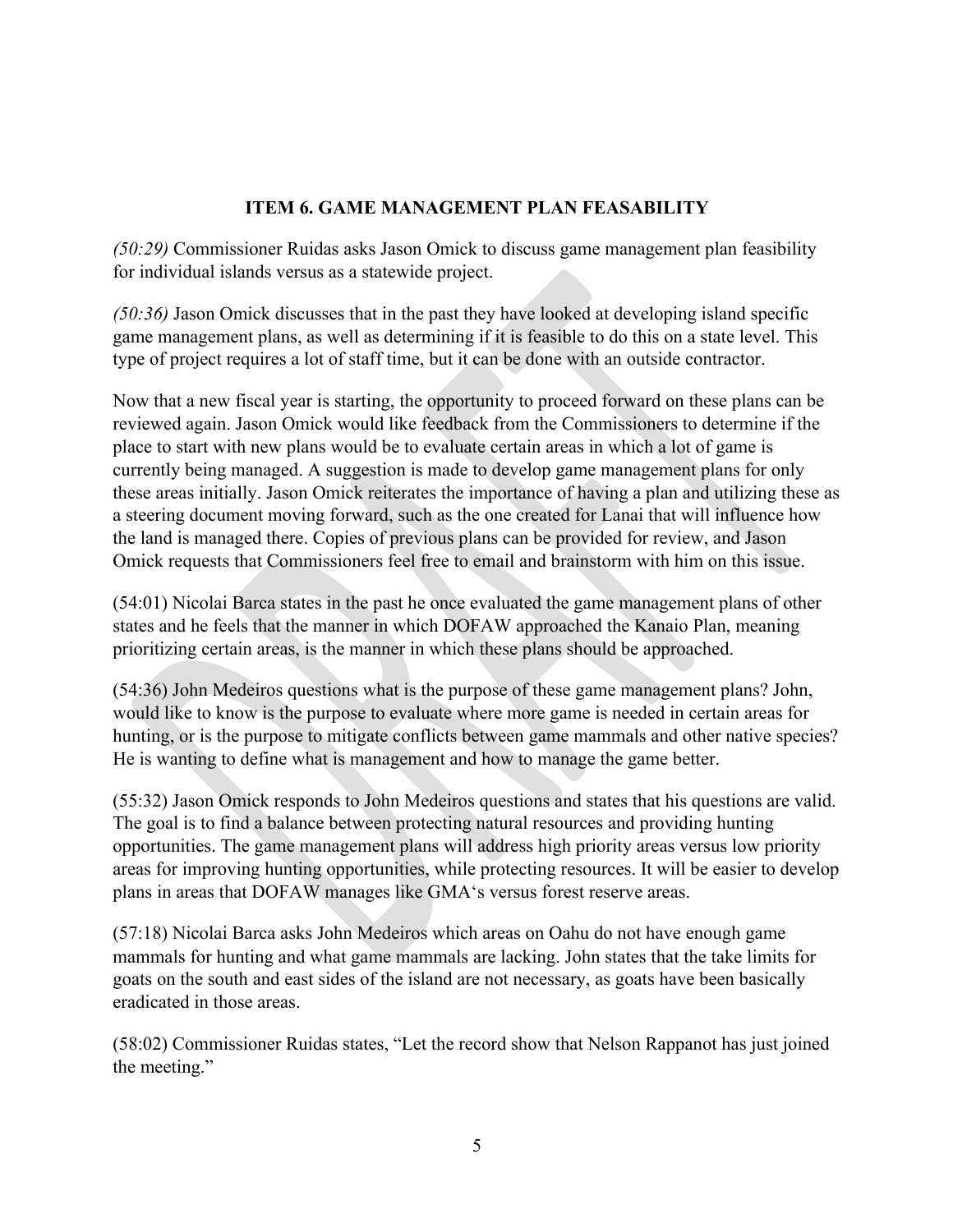**ITEM 6. GAME MANAGEMENT PLAN FEASABILITY**

*(50:29)* Commissioner Ruidas asks Jason Omick to discuss game management plan feasibility for individual islands versus as a statewide project.

*(50:36)* Jason Omick discusses that in the past they have looked at developing island specific game management plans, as well as determining if it is feasible to do this on a state level. This type of project requires a lot of staff time, but it can be done with an outside contractor.

Now that a new fiscal year is starting, the opportunity to proceed forward on these plans can be reviewed again. Jason Omick would like feedback from the Commissioners to determine if the place to start with new plans would be to evaluate certain areas in which a lot of game is currently being managed. A suggestion is made to develop game management plans for only these areas initially. Jason Omick reiterates the importance of having a plan and utilizing these as a steering document moving forward, such as the one created for Lanai that will influence how the land is managed there. Copies of previous plans can be provided for review, and Jason Omick requests that Commissioners feel free to email and brainstorm with him on this issue.

(54:01) Nicolai Barca states in the past he once evaluated the game management plans of other states and he feels that the manner in which DOFAW approached the Kanaio Plan, meaning prioritizing certain areas, is the manner in which these plans should be approached.

(54:36) John Medeiros questions what is the purpose of these game management plans? John, would like to know is the purpose to evaluate where more game is needed in certain areas for hunting, or is the purpose to mitigate conflicts between game mammals and other native species? He is wanting to define what is management and how to manage the game better.

(55:32) Jason Omick responds to John Medeiros questions and states that his questions are valid. The goal is to find a balance between protecting natural resources and providing hunting opportunities. The game management plans will address high priority areas versus low priority areas for improving hunting opportunities, while protecting resources. It will be easier to develop plans in areas that DOFAW manages like GMA's versus forest reserve areas.

(57:18) Nicolai Barca asks John Medeiros which areas on Oahu do not have enough game mammals for hunting and what game mammals are lacking. John states that the take limits for goats on the south and east sides of the island are not necessary, as goats have been basically eradicated in those areas.

(58:02) Commissioner Ruidas states, "Let the record show that Nelson Rappanot has just joined the meeting."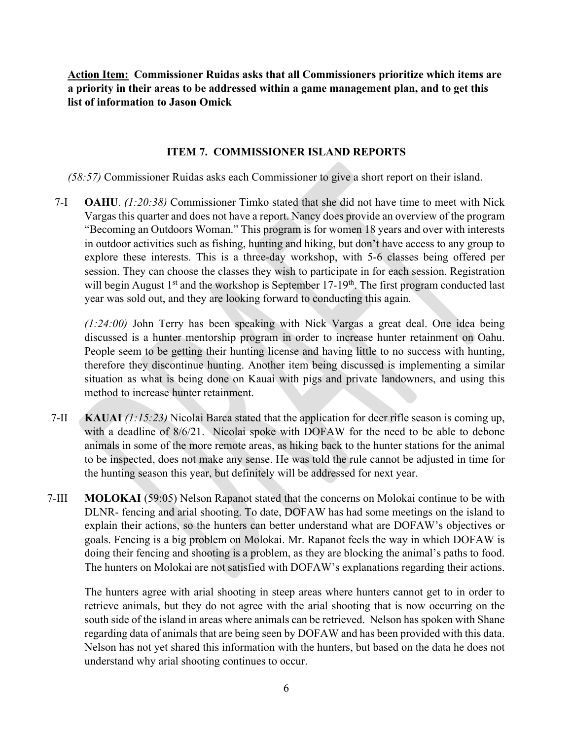**Action Item: Commissioner Ruidas asks that all Commissioners prioritize which items are a priority in their areas to be addressed within a game management plan, and to get this list of information to Jason Omick**

### ITEM 7. COMMISSIONER ISLAND REPORTS

*(58:57)* Commissioner Ruidas asks each Commissioner to give a short report on their island.

7-I **OAHU**. *(1:20:38)* Commissioner Timko stated that she did not have time to meet with Nick Vargas this quarter and does not have a report. Nancy does provide an overview of the program "Becoming an Outdoors Woman." This program is for women 18 years and over with interests in outdoor activities such as fishing, hunting and hiking, but don't have access to any group to explore these interests. This is a three-day workshop, with 5-6 classes being offered per session. They can choose the classes they wish to participate in for each session. Registration will begin August 1st and the workshop is September 17-19th. The first program conducted last year was sold out, and they are looking forward to conducting this again.

*(1:24:00)* John Terry has been speaking with Nick Vargas a great deal. One idea being discussed is a hunter mentorship program in order to increase hunter retainment on Oahu. People seem to be getting their hunting license and having little to no success with hunting, therefore they discontinue hunting. Another item being discussed is implementing a similar situation as what is being done on Kauai with pigs and private landowners, and using this method to increase hunter retainment.

7-II **KAUAI** *(1:15:23)* Nicolai Barca stated that the application for deer rifle season is coming up, with a deadline of 8/6/21. Nicolai spoke with DOFAW for the need to be able to debone animals in some of the more remote areas, as hiking back to the hunter stations for the animal to be inspected, does not make any sense. He was told the rule cannot be adjusted in time for the hunting season this year, but definitely will be addressed for next year.

7-III **MOLOKAI** (59:05) Nelson Rapanot stated that the concerns on Molokai continue to be with DLNR- fencing and arial shooting. To date, DOFAW has had some meetings on the island to explain their actions, so the hunters can better understand what are DOFAW's objectives or goals. Fencing is a big problem on Molokai. Mr. Rapanot feels the way in which DOFAW is doing their fencing and shooting is a problem, as they are blocking the animal's paths to food. The hunters on Molokai are not satisfied with DOFAW's explanations regarding their actions.

The hunters agree with arial shooting in steep areas where hunters cannot get to in order to retrieve animals, but they do not agree with the arial shooting that is now occurring on the south side of the island in areas where animals can be retrieved. Nelson has spoken with Shane regarding data of animals that are being seen by DOFAW and has been provided with this data. Nelson has not yet shared this information with the hunters, but based on the data he does not understand why arial shooting continues to occur.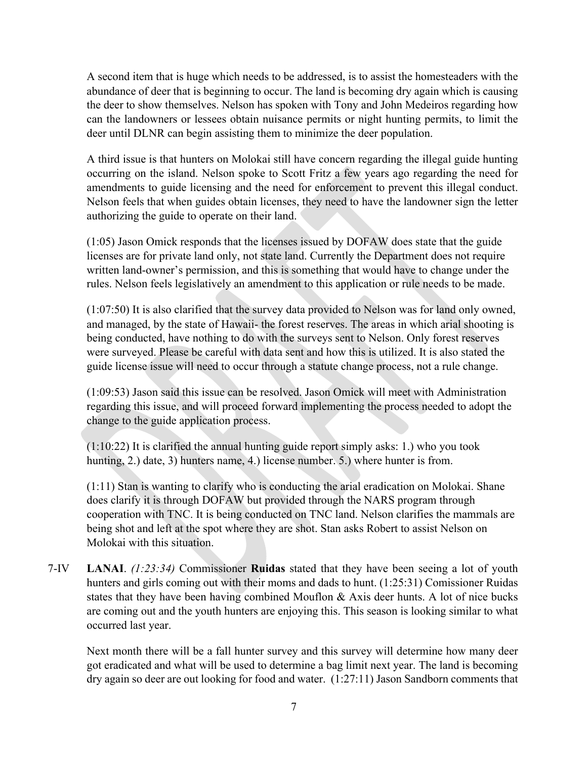A second item that is huge which needs to be addressed, is to assist the homesteaders with the abundance of deer that is beginning to occur. The land is becoming dry again which is causing the deer to show themselves. Nelson has spoken with Tony and John Medeiros regarding how can the landowners or lessees obtain nuisance permits or night hunting permits, to limit the deer until DLNR can begin assisting them to minimize the deer population.

A third issue is that hunters on Molokai still have concern regarding the illegal guide hunting occurring on the island. Nelson spoke to Scott Fritz a few years ago regarding the need for amendments to guide licensing and the need for enforcement to prevent this illegal conduct. Nelson feels that when guides obtain licenses, they need to have the landowner sign the letter authorizing the guide to operate on their land.

(1:05) Jason Omick responds that the licenses issued by DOFAW does state that the guide licenses are for private land only, not state land. Currently the Department does not require written land-owner's permission, and this is something that would have to change under the rules. Nelson feels legislatively an amendment to this application or rule needs to be made.

(1:07:50) It is also clarified that the survey data provided to Nelson was for land only owned, and managed, by the state of Hawaii- the forest reserves. The areas in which arial shooting is being conducted, have nothing to do with the surveys sent to Nelson. Only forest reserves were surveyed. Please be careful with data sent and how this is utilized. It is also stated the guide license issue will need to occur through a statute change process, not a rule change.

(1:09:53) Jason said this issue can be resolved. Jason Omick will meet with Administration regarding this issue, and will proceed forward implementing the process needed to adopt the change to the guide application process.

(1:10:22) It is clarified the annual hunting guide report simply asks: 1.) who you took hunting, 2.) date, 3) hunters name, 4.) license number. 5.) where hunter is from.

(1:11) Stan is wanting to clarify who is conducting the arial eradication on Molokai. Shane does clarify it is through DOFAW but provided through the NARS program through cooperation with TNC. It is being conducted on TNC land. Nelson clarifies the mammals are being shot and left at the spot where they are shot. Stan asks Robert to assist Nelson on Molokai with this situation.

7-IV **LANAI**. *(1:23:34)* Commissioner **Ruidas** stated that they have been seeing a lot of youth hunters and girls coming out with their moms and dads to hunt. (1:25:31) Comissioner Ruidas states that they have been having combined Mouflon & Axis deer hunts. A lot of nice bucks are coming out and the youth hunters are enjoying this. This season is looking similar to what occurred last year.

Next month there will be a fall hunter survey and this survey will determine how many deer got eradicated and what will be used to determine a bag limit next year. The land is becoming dry again so deer are out looking for food and water. (1:27:11) Jason Sandborn comments that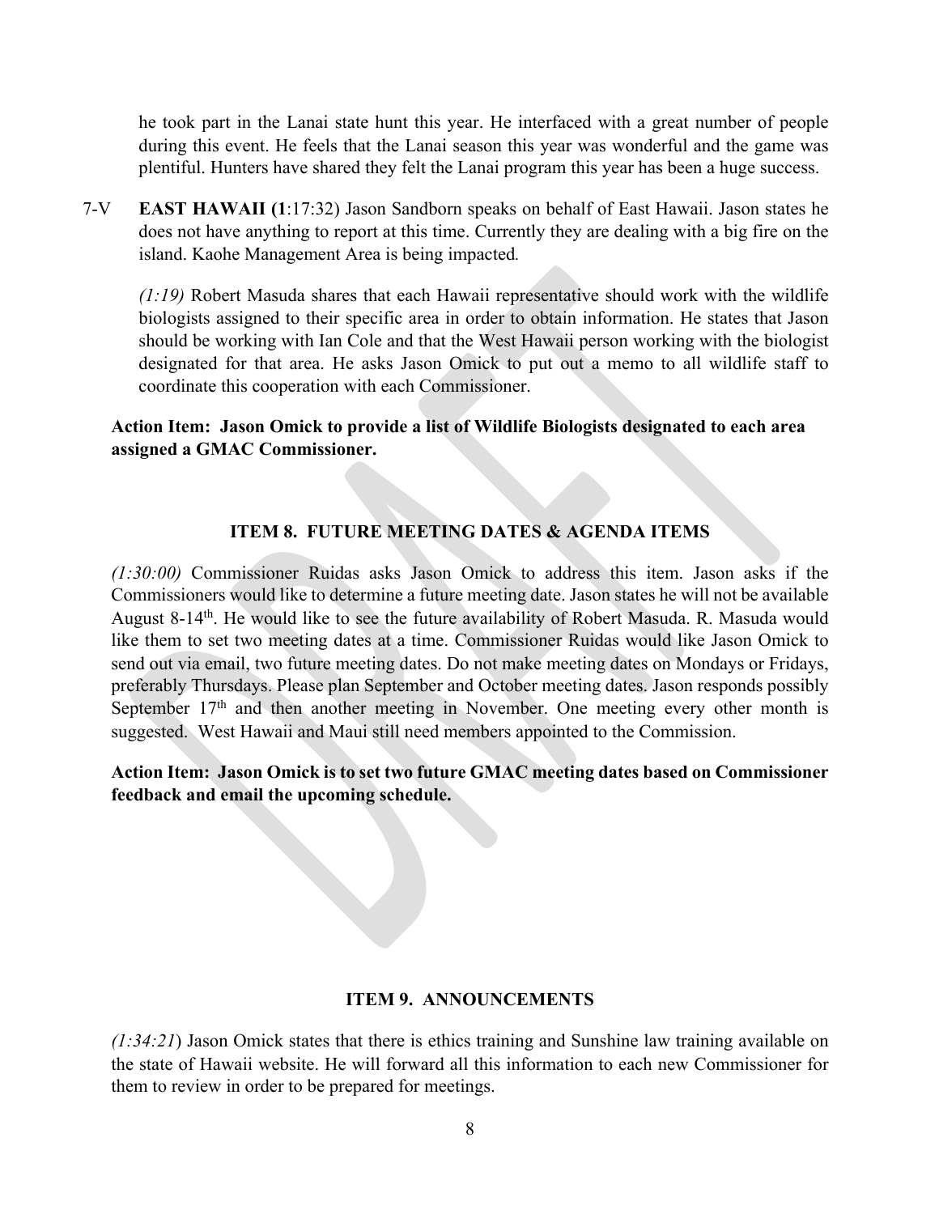he took part in the Lanai state hunt this year. He interfaced with a great number of people during this event. He feels that the Lanai season this year was wonderful and the game was plentiful. Hunters have shared they felt the Lanai program this year has been a huge success.

7-V **EAST HAWAII (1**:17:32) Jason Sandborn speaks on behalf of East Hawaii. Jason states he does not have anything to report at this time. Currently they are dealing with a big fire on the island. Kaohe Management Area is being impacted.

*(1:19)* Robert Masuda shares that each Hawaii representative should work with the wildlife biologists assigned to their specific area in order to obtain information. He states that Jason should be working with Ian Cole and that the West Hawaii person working with the biologist designated for that area. He asks Jason Omick to put out a memo to all wildlife staff to coordinate this cooperation with each Commissioner.

**Action Item: Jason Omick to provide a list of Wildlife Biologists designated to each area assigned a GMAC Commissioner.**

## ITEM 8. FUTURE MEETING DATES & AGENDA ITEMS

*(1:30:00)* Commissioner Ruidas asks Jason Omick to address this item. Jason asks if the Commissioners would like to determine a future meeting date. Jason states he will not be available August 8-14th. He would like to see the future availability of Robert Masuda. R. Masuda would like them to set two meeting dates at a time. Commissioner Ruidas would like Jason Omick to send out via email, two future meeting dates. Do not make meeting dates on Mondays or Fridays, preferably Thursdays. Please plan September and October meeting dates. Jason responds possibly September 17th and then another meeting in November. One meeting every other month is suggested. West Hawaii and Maui still need members appointed to the Commission.

**Action Item: Jason Omick is to set two future GMAC meeting dates based on Commissioner feedback and email the upcoming schedule.**

## ITEM 9. ANNOUNCEMENTS

*(1:34:21*) Jason Omick states that there is ethics training and Sunshine law training available on the state of Hawaii website. He will forward all this information to each new Commissioner for them to review in order to be prepared for meetings.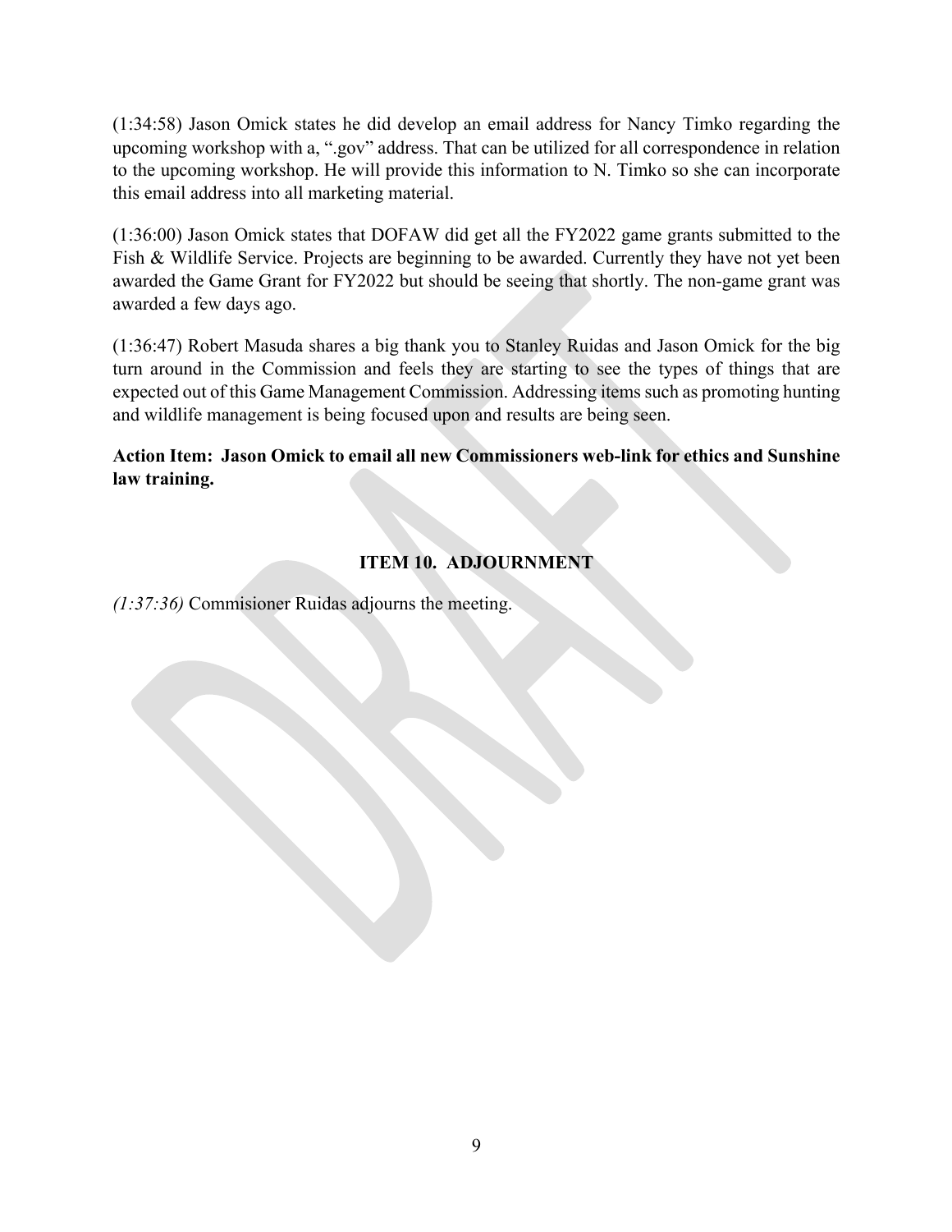(1:34:58) Jason Omick states he did develop an email address for Nancy Timko regarding the upcoming workshop with a, ".gov" address. That can be utilized for all correspondence in relation to the upcoming workshop. He will provide this information to N. Timko so she can incorporate this email address into all marketing material.

(1:36:00) Jason Omick states that DOFAW did get all the FY2022 game grants submitted to the Fish & Wildlife Service. Projects are beginning to be awarded. Currently they have not yet been awarded the Game Grant for FY2022 but should be seeing that shortly. The non-game grant was awarded a few days ago.

(1:36:47) Robert Masuda shares a big thank you to Stanley Ruidas and Jason Omick for the big turn around in the Commission and feels they are starting to see the types of things that are expected out of this Game Management Commission. Addressing items such as promoting hunting and wildlife management is being focused upon and results are being seen.

**Action Item: Jason Omick to email all new Commissioners web-link for ethics and Sunshine law training.**

## ITEM 10. ADJOURNMENT

*(1:37:36)* Commisioner Ruidas adjourns the meeting.